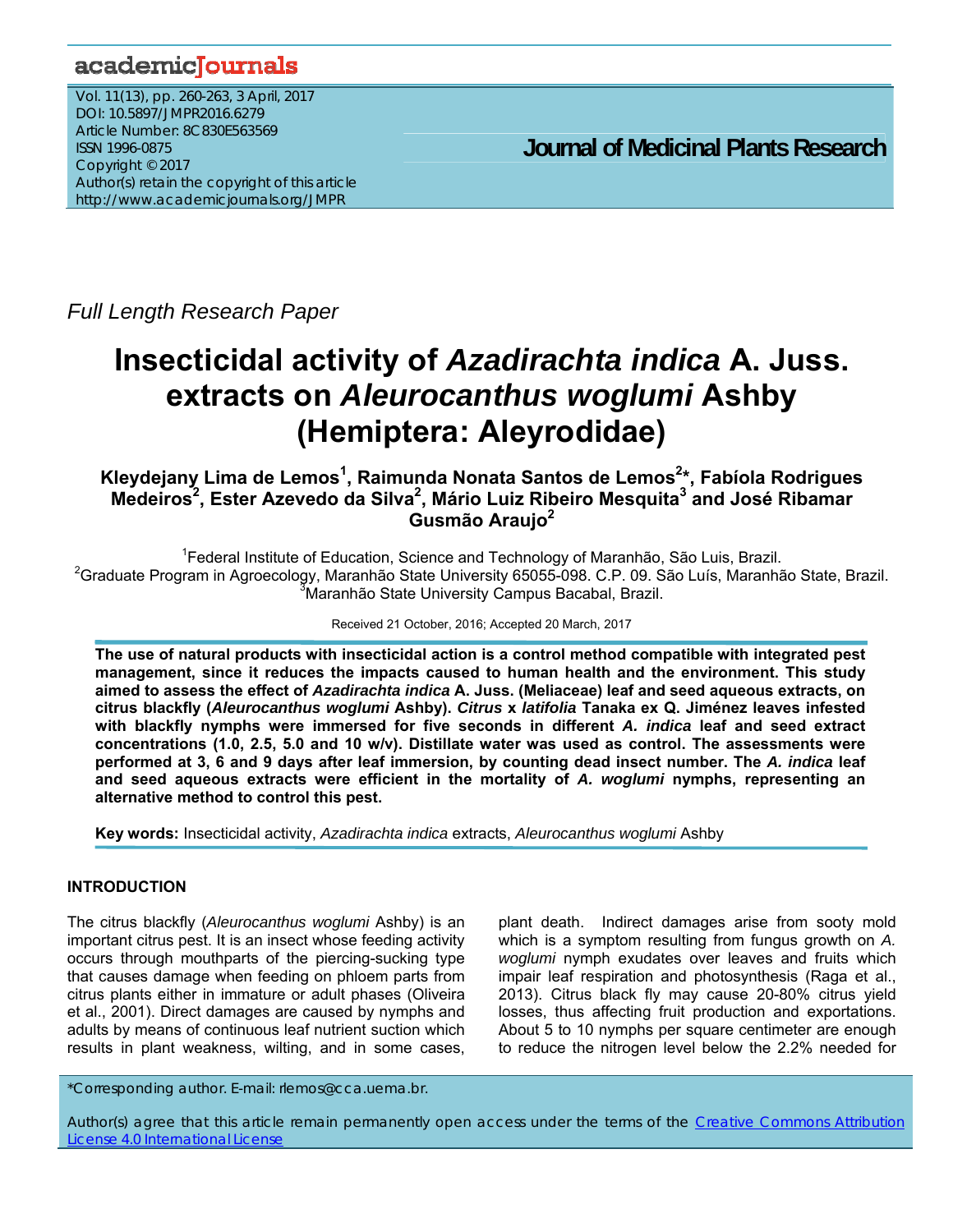Full Length Research Paper

# Insecticidal activity of *Azadirachta indica* A. Juss. extracts on *Aleurocanthus woglumi* Ashby (Hemiptera: Aleyrodidae)

**Kleydejany Lima de Lemos[1], Raimunda Nonata Santos de Lemos[2]*, Fabíola Rodrigues Medeiros[2], Ester Azevedo da Silva[2], Mário Luiz Ribeiro Mesquita[3] and José Ribamar Gusmão Araujo[2]**

[1]Federal Institute of Education, Science and Technology of Maranhão, São Luis, Brazil.
[2]Graduate Program in Agroecology, Maranhão State University 65055-098. C.P. 09. São Luís, Maranhão State, Brazil.
[3]Maranhão State University Campus Bacabal, Brazil.

Received 21 October, 2016; Accepted 20 March, 2017

**The use of natural products with insecticidal action is a control method compatible with integrated pest management, since it reduces the impacts caused to human health and the environment. This study aimed to assess the effect of *Azadirachta indica* A. Juss. (Meliaceae) leaf and seed aqueous extracts, on citrus blackfly (*Aleurocanthus woglumi* Ashby). *Citrus* x *latifolia* Tanaka ex Q. Jiménez leaves infested with blackfly nymphs were immersed for five seconds in different *A. indica* leaf and seed extract concentrations (1.0, 2.5, 5.0 and 10 w/v). Distillate water was used as control. The assessments were performed at 3, 6 and 9 days after leaf immersion, by counting dead insect number. The *A. indica* leaf and seed aqueous extracts were efficient in the mortality of *A. woglumi* nymphs, representing an alternative method to control this pest.**

**Key words:** Insecticidal activity, *Azadirachta indica* extracts, *Aleurocanthus woglumi* Ashby

## INTRODUCTION

The citrus blackfly (*Aleurocanthus woglumi* Ashby) is an important citrus pest. It is an insect whose feeding activity occurs through mouthparts of the piercing-sucking type that causes damage when feeding on phloem parts from citrus plants either in immature or adult phases (Oliveira et al., 2001). Direct damages are caused by nymphs and adults by means of continuous leaf nutrient suction which results in plant weakness, wilting, and in some cases, plant death. Indirect damages arise from sooty mold which is a symptom resulting from fungus growth on *A. woglumi* nymph exudates over leaves and fruits which impair leaf respiration and photosynthesis (Raga et al., 2013). Citrus black fly may cause 20-80% citrus yield losses, thus affecting fruit production and exportations. About 5 to 10 nymphs per square centimeter are enough to reduce the nitrogen level below the 2.2% needed for

*Corresponding author. E-mail: rlemos@cca.uema.br.

Author(s) agree that this article remain permanently open access under the terms of the Creative Commons Attribution License 4.0 International License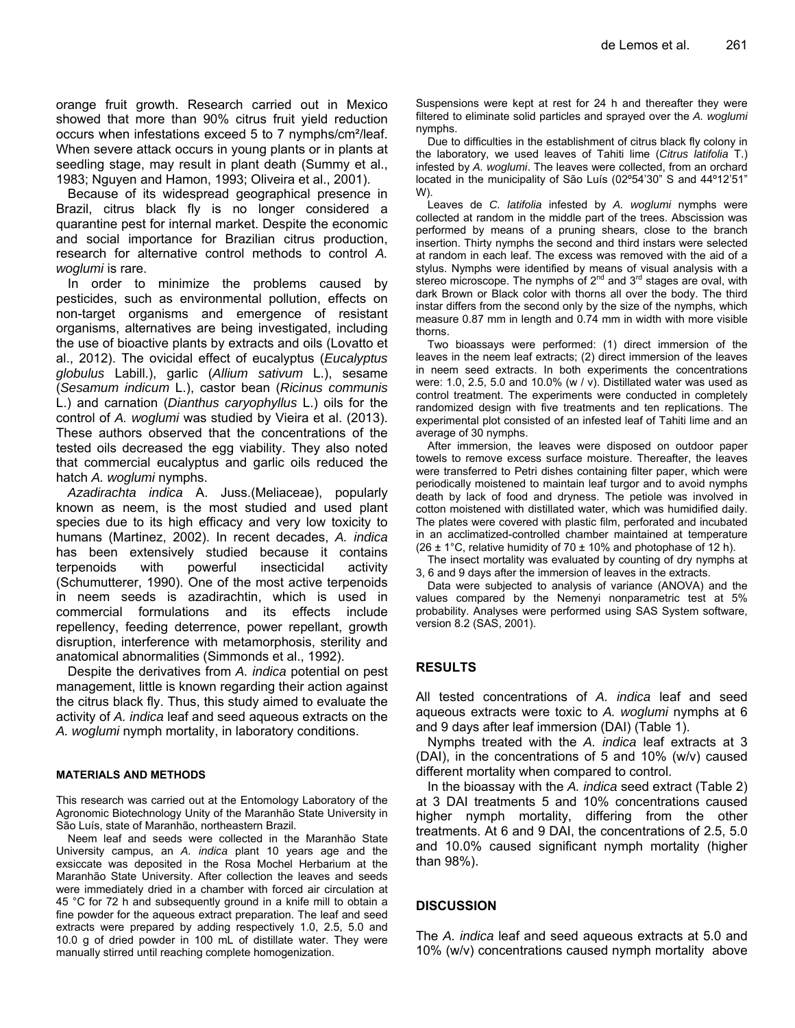orange fruit growth. Research carried out in Mexico showed that more than 90% citrus fruit yield reduction occurs when infestations exceed 5 to 7 nymphs/cm²/leaf. When severe attack occurs in young plants or in plants at seedling stage, may result in plant death (Summy et al., 1983; Nguyen and Hamon, 1993; Oliveira et al., 2001).

Because of its widespread geographical presence in Brazil, citrus black fly is no longer considered a quarantine pest for internal market. Despite the economic and social importance for Brazilian citrus production, research for alternative control methods to control *A. woglumi* is rare.

In order to minimize the problems caused by pesticides, such as environmental pollution, effects on non-target organisms and emergence of resistant organisms, alternatives are being investigated, including the use of bioactive plants by extracts and oils (Lovatto et al., 2012). The ovicidal effect of eucalyptus (*Eucalyptus globulus* Labill.), garlic (*Allium sativum* L.), sesame (*Sesamum indicum* L.), castor bean (*Ricinus communis* L.) and carnation (*Dianthus caryophyllus* L.) oils for the control of *A. woglumi* was studied by Vieira et al. (2013). These authors observed that the concentrations of the tested oils decreased the egg viability. They also noted that commercial eucalyptus and garlic oils reduced the hatch *A. woglumi* nymphs.

*Azadirachta indica* A. Juss.(Meliaceae), popularly known as neem, is the most studied and used plant species due to its high efficacy and very low toxicity to humans (Martinez, 2002). In recent decades, *A. indica* has been extensively studied because it contains terpenoids with powerful insecticidal activity (Schumutterer, 1990). One of the most active terpenoids in neem seeds is azadirachtin, which is used in commercial formulations and its effects include repellency, feeding deterrence, power repellant, growth disruption, interference with metamorphosis, sterility and anatomical abnormalities (Simmonds et al., 1992).

Despite the derivatives from *A. indica* potential on pest management, little is known regarding their action against the citrus black fly. Thus, this study aimed to evaluate the activity of *A. indica* leaf and seed aqueous extracts on the *A. woglumi* nymph mortality, in laboratory conditions.

## MATERIALS AND METHODS

This research was carried out at the Entomology Laboratory of the Agronomic Biotechnology Unity of the Maranhão State University in São Luís, state of Maranhão, northeastern Brazil.

Neem leaf and seeds were collected in the Maranhão State University campus, an *A. indica* plant 10 years age and the exsiccate was deposited in the Rosa Mochel Herbarium at the Maranhão State University. After collection the leaves and seeds were immediately dried in a chamber with forced air circulation at 45 °C for 72 h and subsequently ground in a knife mill to obtain a fine powder for the aqueous extract preparation. The leaf and seed extracts were prepared by adding respectively 1.0, 2.5, 5.0 and 10.0 g of dried powder in 100 mL of distillate water. They were manually stirred until reaching complete homogenization. Suspensions were kept at rest for 24 h and thereafter they were filtered to eliminate solid particles and sprayed over the *A. woglumi* nymphs.

Due to difficulties in the establishment of citrus black fly colony in the laboratory, we used leaves of Tahiti lime (*Citrus latifolia* T.) infested by *A. woglumi*. The leaves were collected, from an orchard located in the municipality of São Luís (02º54'30" S and 44º12'51" W).

Leaves de *C. latifolia* infested by *A. woglumi* nymphs were collected at random in the middle part of the trees. Abscission was performed by means of a pruning shears, close to the branch insertion. Thirty nymphs the second and third instars were selected at random in each leaf. The excess was removed with the aid of a stylus. Nymphs were identified by means of visual analysis with a stereo microscope. The nymphs of 2nd and 3rd stages are oval, with dark Brown or Black color with thorns all over the body. The third instar differs from the second only by the size of the nymphs, which measure 0.87 mm in length and 0.74 mm in width with more visible thorns.

Two bioassays were performed: (1) direct immersion of the leaves in the neem leaf extracts; (2) direct immersion of the leaves in neem seed extracts. In both experiments the concentrations were: 1.0, 2.5, 5.0 and 10.0% (w / v). Distillated water was used as control treatment. The experiments were conducted in completely randomized design with five treatments and ten replications. The experimental plot consisted of an infested leaf of Tahiti lime and an average of 30 nymphs.

After immersion, the leaves were disposed on outdoor paper towels to remove excess surface moisture. Thereafter, the leaves were transferred to Petri dishes containing filter paper, which were periodically moistened to maintain leaf turgor and to avoid nymphs death by lack of food and dryness. The petiole was involved in cotton moistened with distilled water, which was humidified daily. The plates were covered with plastic film, perforated and incubated in an acclimatized-controlled chamber maintained at temperature (26 ± 1°C, relative humidity of 70 ± 10% and photophase of 12 h).

The insect mortality was evaluated by counting of dry nymphs at 3, 6 and 9 days after the immersion of leaves in the extracts.

Data were subjected to analysis of variance (ANOVA) and the values compared by the Nemenyi nonparametric test at 5% probability. Analyses were performed using SAS System software, version 8.2 (SAS, 2001).

## RESULTS

All tested concentrations of *A. indica* leaf and seed aqueous extracts were toxic to *A. woglumi* nymphs at 6 and 9 days after leaf immersion (DAI) (Table 1).

Nymphs treated with the *A. indica* leaf extracts at 3 (DAI), in the concentrations of 5 and 10% (w/v) caused different mortality when compared to control.

In the bioassay with the *A. indica* seed extract (Table 2) at 3 DAI treatments 5 and 10% concentrations caused higher nymph mortality, differing from the other treatments. At 6 and 9 DAI, the concentrations of 2.5, 5.0 and 10.0% caused significant nymph mortality (higher than 98%).

## DISCUSSION

The *A. indica* leaf and seed aqueous extracts at 5.0 and 10% (w/v) concentrations caused nymph mortality above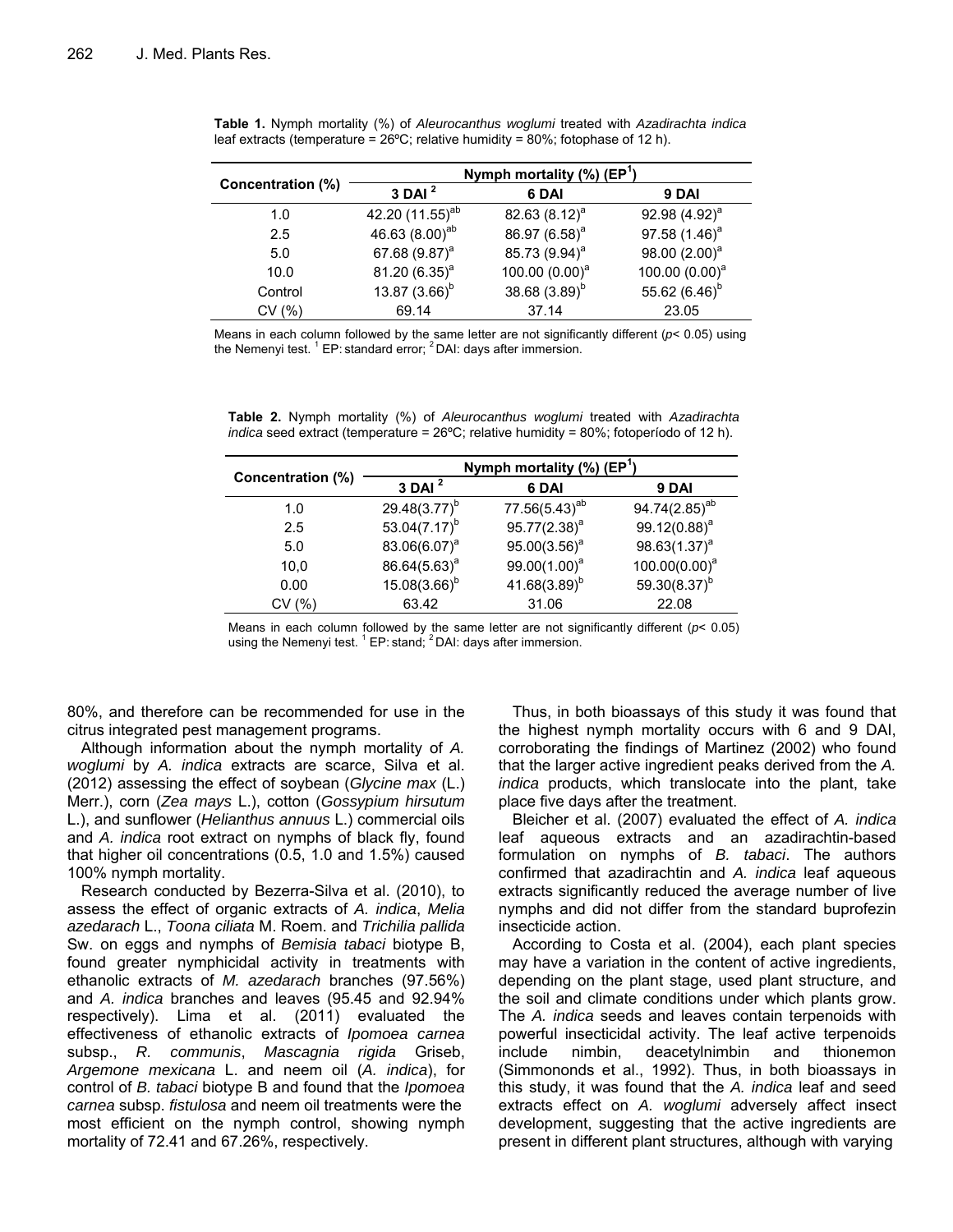**Table 1.** Nymph mortality (%) of *Aleurocanthus woglumi* treated with *Azadirachta indica* leaf extracts (temperature = 26ºC; relative humidity = 80%; fotophase of 12 h).

| Concentration (%) | Nymph mortality (%) (EP[1]) | | |
|---|---|---|---|
| | 3 DAI [2] | 6 DAI | 9 DAI |
| 1.0 | 42.20 (11.55)[ab] | 82.63 (8.12)[a] | 92.98 (4.92)[a] |
| 2.5 | 46.63 (8.00)[ab] | 86.97 (6.58)[a] | 97.58 (1.46)[a] |
| 5.0 | 67.68 (9.87)[a] | 85.73 (9.94)[a] | 98.00 (2.00)[a] |
| 10.0 | 81.20 (6.35)[a] | 100.00 (0.00)[a] | 100.00 (0.00)[a] |
| Control | 13.87 (3.66)[b] | 38.68 (3.89)[b] | 55.62 (6.46)[b] |
| CV (%) | 69.14 | 37.14 | 23.05 |

Means in each column followed by the same letter are not significantly different ($p < 0.05$) using the Nemenyi test. [1] EP: standard error; [2] DAI: days after immersion.

**Table 2.** Nymph mortality (%) of *Aleurocanthus woglumi* treated with *Azadirachta indica* seed extract (temperature = 26ºC; relative humidity = 80%; fotoperíodo of 12 h).

| Concentration (%) | Nymph mortality (%) (EP[1]) | | |
|---|---|---|---|
| | 3 DAI [2] | 6 DAI | 9 DAI |
| 1.0 | 29.48(3.77)[b] | 77.56(5.43)[ab] | 94.74(2.85)[ab] |
| 2.5 | 53.04(7.17)[b] | 95.77(2.38)[a] | 99.12(0.88)[a] |
| 5.0 | 83.06(6.07)[a] | 95.00(3.56)[a] | 98.63(1.37)[a] |
| 10,0 | 86.64(5.63)[a] | 99.00(1.00)[a] | 100.00(0.00)[a] |
| 0.00 | 15.08(3.66)[b] | 41.68(3.89)[b] | 59.30(8.37)[b] |
| CV (%) | 63.42 | 31.06 | 22.08 |

Means in each column followed by the same letter are not significantly different ($p < 0.05$) using the Nemenyi test. [1] EP: stand; [2] DAI: days after immersion.

80%, and therefore can be recommended for use in the citrus integrated pest management programs.

Although information about the nymph mortality of *A. woglumi* by *A. indica* extracts are scarce, Silva et al. (2012) assessing the effect of soybean (*Glycine max* (L.) Merr.), corn (*Zea mays* L.), cotton (*Gossypium hirsutum* L.), and sunflower (*Helianthus annuus* L.) commercial oils and *A. indica* root extract on nymphs of black fly, found that higher oil concentrations (0.5, 1.0 and 1.5%) caused 100% nymph mortality.

Research conducted by Bezerra-Silva et al. (2010), to assess the effect of organic extracts of *A. indica*, *Melia azedarach* L., *Toona ciliata* M. Roem. and *Trichilia pallida* Sw. on eggs and nymphs of *Bemisia tabaci* biotype B, found greater nymphicidal activity in treatments with ethanolic extracts of *M. azedarach* branches (97.56%) and *A. indica* branches and leaves (95.45 and 92.94% respectively). Lima et al. (2011) evaluated the effectiveness of ethanolic extracts of *Ipomoea carnea* subsp., *R. communis*, *Mascagnia rigida* Griseb, *Argemone mexicana* L. and neem oil (*A. indica*), for control of *B. tabaci* biotype B and found that the *Ipomoea carnea* subsp. *fistulosa* and neem oil treatments were the most efficient on the nymph control, showing nymph mortality of 72.41 and 67.26%, respectively.

Thus, in both bioassays of this study it was found that the highest nymph mortality occurs with 6 and 9 DAI, corroborating the findings of Martinez (2002) who found that the larger active ingredient peaks derived from the *A. indica* products, which translocate into the plant, take place five days after the treatment.

Bleicher et al. (2007) evaluated the effect of *A. indica* leaf aqueous extracts and an azadirachtin-based formulation on nymphs of *B. tabaci*. The authors confirmed that azadirachtin and *A. indica* leaf aqueous extracts significantly reduced the average number of live nymphs and did not differ from the standard buprofezin insecticide action.

According to Costa et al. (2004), each plant species may have a variation in the content of active ingredients, depending on the plant stage, used plant structure, and the soil and climate conditions under which plants grow. The *A. indica* seeds and leaves contain terpenoids with powerful insecticidal activity. The leaf active terpenoids include nimbin, deacetylnimbin and thionemon (Simmononds et al., 1992). Thus, in both bioassays in this study, it was found that the *A. indica* leaf and seed extracts effect on *A. woglumi* adversely affect insect development, suggesting that the active ingredients are present in different plant structures, although with varying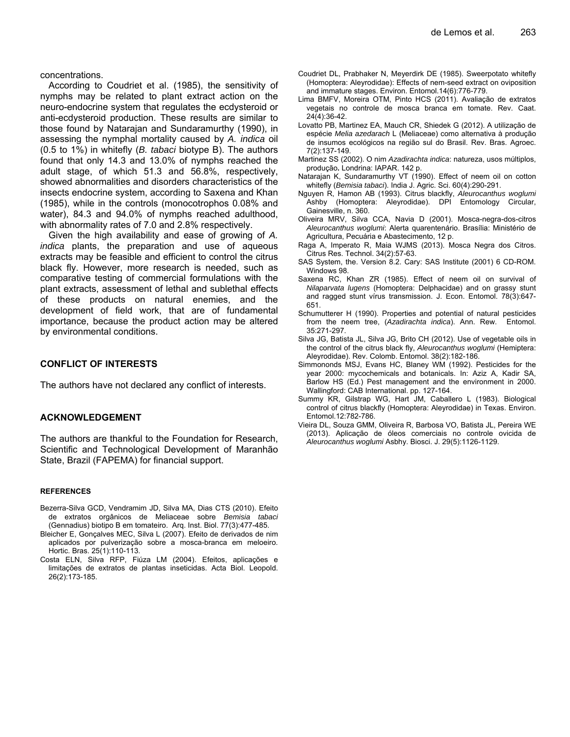concentrations.

According to Coudriet et al. (1985), the sensitivity of nymphs may be related to plant extract action on the neuro-endocrine system that regulates the ecdysteroid or anti-ecdysteroid production. These results are similar to those found by Natarajan and Sundaramurthy (1990), in assessing the nymphal mortality caused by *A. indica* oil (0.5 to 1%) in whitefly (*B. tabaci* biotype B). The authors found that only 14.3 and 13.0% of nymphs reached the adult stage, of which 51.3 and 56.8%, respectively, showed abnormalities and disorders characteristics of the insects endocrine system, according to Saxena and Khan (1985), while in the controls (monocotrophos 0.08% and water), 84.3 and 94.0% of nymphs reached adulthood, with abnormality rates of 7.0 and 2.8% respectively.

Given the high availability and ease of growing of *A. indica* plants, the preparation and use of aqueous extracts may be feasible and efficient to control the citrus black fly. However, more research is needed, such as comparative testing of commercial formulations with the plant extracts, assessment of lethal and sublethal effects of these products on natural enemies, and the development of field work, that are of fundamental importance, because the product action may be altered by environmental conditions.

## CONFLICT OF INTERESTS

The authors have not declared any conflict of interests.

## ACKNOWLEDGEMENT

The authors are thankful to the Foundation for Research, Scientific and Technological Development of Maranhão State, Brazil (FAPEMA) for financial support.

## REFERENCES

Bezerra-Silva GCD, Vendramim JD, Silva MA, Dias CTS (2010). Efeito de extratos orgânicos de Meliaceae sobre *Bemisia tabaci* (Gennadius) biotipo B em tomateiro. Arq. Inst. Biol. 77(3):477-485.

Bleicher E, Gonçalves MEC, Silva L (2007). Efeito de derivados de nim aplicados por pulverização sobre a mosca-branca em meloeiro. Hortic. Bras. 25(1):110-113.

Costa ELN, Silva RFP, Fiúza LM (2004). Efeitos, aplicações e limitações de extratos de plantas inseticidas. Acta Biol. Leopold. 26(2):173-185.

Coudriet DL, Prabhaker N, Meyerdirk DE (1985). Sweerpotato whitefly (Homoptera: Aleyrodidae): Effects of nem-seed extract on oviposition and immature stages. Environ. Entomol.14(6):776-779.

Lima BMFV, Moreira OTM, Pinto HCS (2011). Avaliação de extratos vegetais no controle de mosca branca em tomate. Rev. Caat. 24(4):36-42.

Lovatto PB, Martinez EA, Mauch CR, Shiedek G (2012). A utilização de espécie *Melia azedarach* L (Meliaceae) como alternativa à produção de insumos ecológicos na região sul do Brasil. Rev. Bras. Agroec. 7(2):137-149.

Martinez SS (2002). O nim *Azadirachta indica*: natureza, usos múltiplos, produção**.** Londrina: IAPAR. 142 p.

Natarajan K, Sundaramurthy VT (1990). Effect of neem oil on cotton whitefly (*Bemisia tabaci*). India J. Agric. Sci. 60(4):290-291.

Nguyen R, Hamon AB (1993). Citrus blackfly, *Aleurocanthus woglumi* Ashby (Homoptera: Aleyrodidae). DPI Entomology Circular, Gainesville, n. 360.

Oliveira MRV, Silva CCA, Navia D (2001). Mosca-negra-dos-citros *Aleurocanthus woglumi*: Alerta quarentenário. Brasília: Ministério de Agricultura, Pecuária e Abastecimento, 12 p.

Raga A, Imperato R, Maia WJMS (2013). Mosca Negra dos Citros. Citrus Res. Technol. 34(2):57-63.

SAS System, the. Version 8.2. Cary: SAS Institute (2001) 6 CD-ROM. Windows 98.

Saxena RC, Khan ZR (1985). Effect of neem oil on survival of *Nilaparvata lugens* (Homoptera: Delphacidae) and on grassy stunt and ragged stunt vírus transmission. J. Econ. Entomol. 78(3):647-651.

Schumutterer H (1990). Properties and potential of natural pesticides from the neem tree, (*Azadirachta indica*). Ann. Rew. Entomol. 35:271-297.

Silva JG, Batista JL, Silva JG, Brito CH (2012). Use of vegetable oils in the control of the citrus black fly, *Aleurocanthus woglumi* (Hemiptera: Aleyrodidae). Rev. Colomb. Entomol. 38(2):182-186.

Simmononds MSJ, Evans HC, Blaney WM (1992). Pesticides for the year 2000: mycochemicals and botanicals. In: Aziz A, Kadir SA, Barlow HS (Ed.) Pest management and the environment in 2000. Wallingford: CAB International. pp. 127-164.

Summy KR, Gilstrap WG, Hart JM, Caballero L (1983). Biological control of citrus blackfly (Homoptera: Aleyrodidae) in Texas. Environ. Entomol.12:782-786.

Vieira DL, Souza GMM, Oliveira R, Barbosa VO, Batista JL, Pereira WE (2013). Aplicação de óleos comerciais no controle ovicida de *Aleurocanthus woglumi* Asbhy. Biosci. J. 29(5):1126-1129.